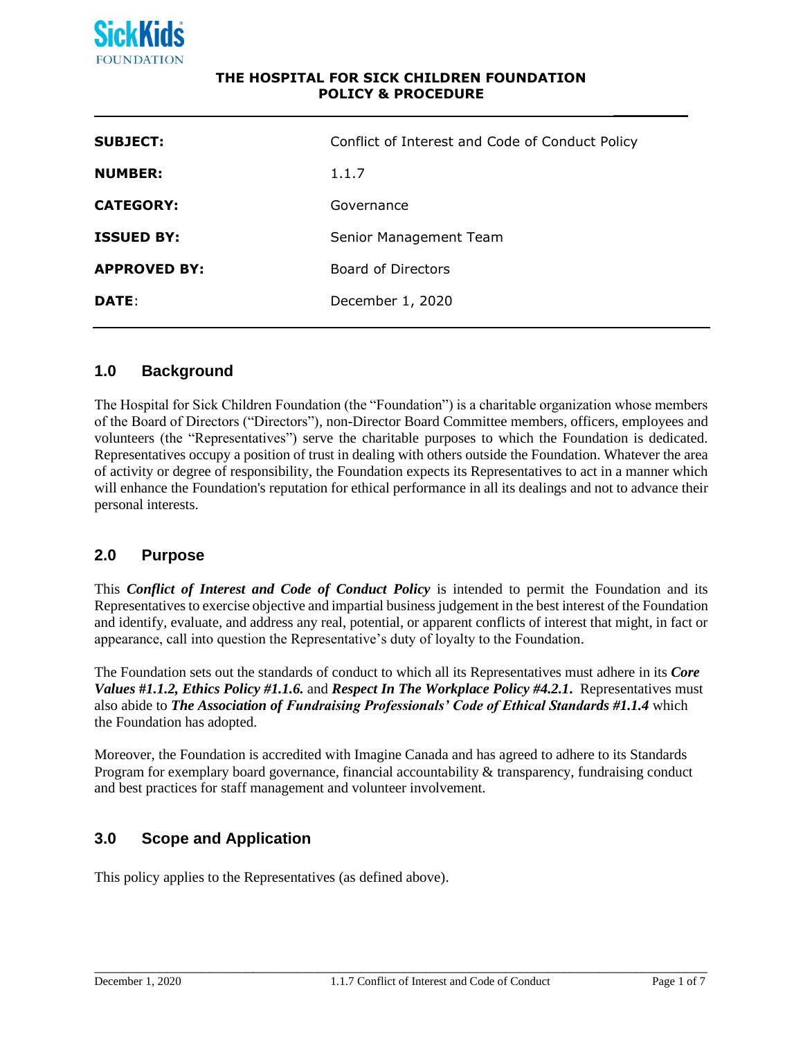SickKids FOUNDATION

**THE HOSPITAL FOR SICK CHILDREN FOUNDATION**
**POLICY & PROCEDURE**

| | |
|---|---|
| **SUBJECT:** | Conflict of Interest and Code of Conduct Policy |
| **NUMBER:** | 1.1.7 |
| **CATEGORY:** | Governance |
| **ISSUED BY:** | Senior Management Team |
| **APPROVED BY:** | Board of Directors |
| **DATE:** | December 1, 2020 |

## 1.0 Background

The Hospital for Sick Children Foundation (the "Foundation") is a charitable organization whose members of the Board of Directors ("Directors"), non-Director Board Committee members, officers, employees and volunteers (the "Representatives") serve the charitable purposes to which the Foundation is dedicated. Representatives occupy a position of trust in dealing with others outside the Foundation. Whatever the area of activity or degree of responsibility, the Foundation expects its Representatives to act in a manner which will enhance the Foundation's reputation for ethical performance in all its dealings and not to advance their personal interests.

## 2.0 Purpose

This ***Conflict of Interest and Code of Conduct Policy*** is intended to permit the Foundation and its Representatives to exercise objective and impartial business judgement in the best interest of the Foundation and identify, evaluate, and address any real, potential, or apparent conflicts of interest that might, in fact or appearance, call into question the Representative's duty of loyalty to the Foundation.

The Foundation sets out the standards of conduct to which all its Representatives must adhere in its ***Core Values #1.1.2, Ethics Policy #1.1.6.*** and ***Respect In The Workplace Policy #4.2.1.*** Representatives must also abide to ***The Association of Fundraising Professionals' Code of Ethical Standards #1.1.4*** which the Foundation has adopted.

Moreover, the Foundation is accredited with Imagine Canada and has agreed to adhere to its Standards Program for exemplary board governance, financial accountability & transparency, fundraising conduct and best practices for staff management and volunteer involvement.

## 3.0 Scope and Application

This policy applies to the Representatives (as defined above).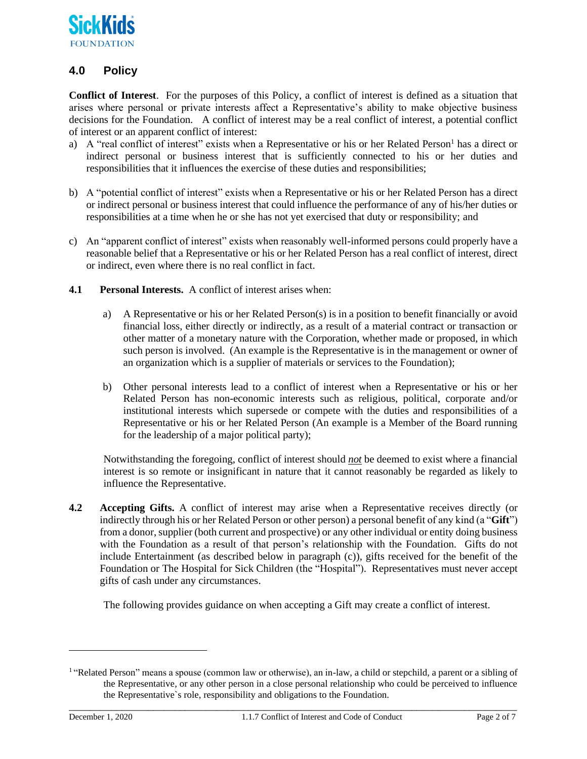## 4.0 Policy

**Conflict of Interest**. For the purposes of this Policy, a conflict of interest is defined as a situation that arises where personal or private interests affect a Representative's ability to make objective business decisions for the Foundation. A conflict of interest may be a real conflict of interest, a potential conflict of interest or an apparent conflict of interest:

a) A "real conflict of interest" exists when a Representative or his or her Related Person[1] has a direct or indirect personal or business interest that is sufficiently connected to his or her duties and responsibilities that it influences the exercise of these duties and responsibilities;

b) A "potential conflict of interest" exists when a Representative or his or her Related Person has a direct or indirect personal or business interest that could influence the performance of any of his/her duties or responsibilities at a time when he or she has not yet exercised that duty or responsibility; and

c) An "apparent conflict of interest" exists when reasonably well-informed persons could properly have a reasonable belief that a Representative or his or her Related Person has a real conflict of interest, direct or indirect, even where there is no real conflict in fact.

**4.1 Personal Interests.** A conflict of interest arises when:

a) A Representative or his or her Related Person(s) is in a position to benefit financially or avoid financial loss, either directly or indirectly, as a result of a material contract or transaction or other matter of a monetary nature with the Corporation, whether made or proposed, in which such person is involved. (An example is the Representative is in the management or owner of an organization which is a supplier of materials or services to the Foundation);

b) Other personal interests lead to a conflict of interest when a Representative or his or her Related Person has non-economic interests such as religious, political, corporate and/or institutional interests which supersede or compete with the duties and responsibilities of a Representative or his or her Related Person (An example is a Member of the Board running for the leadership of a major political party);

Notwithstanding the foregoing, conflict of interest should ***not*** be deemed to exist where a financial interest is so remote or insignificant in nature that it cannot reasonably be regarded as likely to influence the Representative.

**4.2 Accepting Gifts.** A conflict of interest may arise when a Representative receives directly (or indirectly through his or her Related Person or other person) a personal benefit of any kind (a "**Gift**") from a donor, supplier (both current and prospective) or any other individual or entity doing business with the Foundation as a result of that person's relationship with the Foundation. Gifts do not include Entertainment (as described below in paragraph (c)), gifts received for the benefit of the Foundation or The Hospital for Sick Children (the "Hospital"). Representatives must never accept gifts of cash under any circumstances.

The following provides guidance on when accepting a Gift may create a conflict of interest.

---

[1] "Related Person" means a spouse (common law or otherwise), an in-law, a child or stepchild, a parent or a sibling of the Representative, or any other person in a close personal relationship who could be perceived to influence the Representative`s role, responsibility and obligations to the Foundation.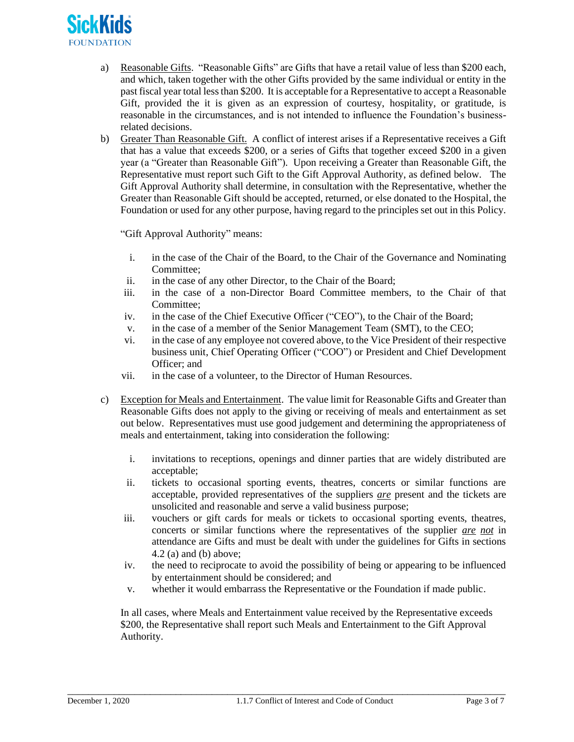a) <u>Reasonable Gifts</u>. "Reasonable Gifts" are Gifts that have a retail value of less than $200 each, and which, taken together with the other Gifts provided by the same individual or entity in the past fiscal year total less than $200. It is acceptable for a Representative to accept a Reasonable Gift, provided the it is given as an expression of courtesy, hospitality, or gratitude, is reasonable in the circumstances, and is not intended to influence the Foundation's business-related decisions.

b) <u>Greater Than Reasonable Gift.</u> A conflict of interest arises if a Representative receives a Gift that has a value that exceeds $200, or a series of Gifts that together exceed $200 in a given year (a "Greater than Reasonable Gift"). Upon receiving a Greater than Reasonable Gift, the Representative must report such Gift to the Gift Approval Authority, as defined below. The Gift Approval Authority shall determine, in consultation with the Representative, whether the Greater than Reasonable Gift should be accepted, returned, or else donated to the Hospital, the Foundation or used for any other purpose, having regard to the principles set out in this Policy.

   "Gift Approval Authority" means:

   i. in the case of the Chair of the Board, to the Chair of the Governance and Nominating Committee;
   ii. in the case of any other Director, to the Chair of the Board;
   iii. in the case of a non-Director Board Committee members, to the Chair of that Committee;
   iv. in the case of the Chief Executive Officer ("CEO"), to the Chair of the Board;
   v. in the case of a member of the Senior Management Team (SMT), to the CEO;
   vi. in the case of any employee not covered above, to the Vice President of their respective business unit, Chief Operating Officer ("COO") or President and Chief Development Officer; and
   vii. in the case of a volunteer, to the Director of Human Resources.

c) <u>Exception for Meals and Entertainment</u>. The value limit for Reasonable Gifts and Greater than Reasonable Gifts does not apply to the giving or receiving of meals and entertainment as set out below. Representatives must use good judgement and determining the appropriateness of meals and entertainment, taking into consideration the following:

   i. invitations to receptions, openings and dinner parties that are widely distributed are acceptable;
   ii. tickets to occasional sporting events, theatres, concerts or similar functions are acceptable, provided representatives of the suppliers <u>*are*</u> present and the tickets are unsolicited and reasonable and serve a valid business purpose;
   iii. vouchers or gift cards for meals or tickets to occasional sporting events, theatres, concerts or similar functions where the representatives of the supplier <u>*are*</u> <u>*not*</u> in attendance are Gifts and must be dealt with under the guidelines for Gifts in sections 4.2 (a) and (b) above;
   iv. the need to reciprocate to avoid the possibility of being or appearing to be influenced by entertainment should be considered; and
   v. whether it would embarrass the Representative or the Foundation if made public.

   In all cases, where Meals and Entertainment value received by the Representative exceeds $200, the Representative shall report such Meals and Entertainment to the Gift Approval Authority.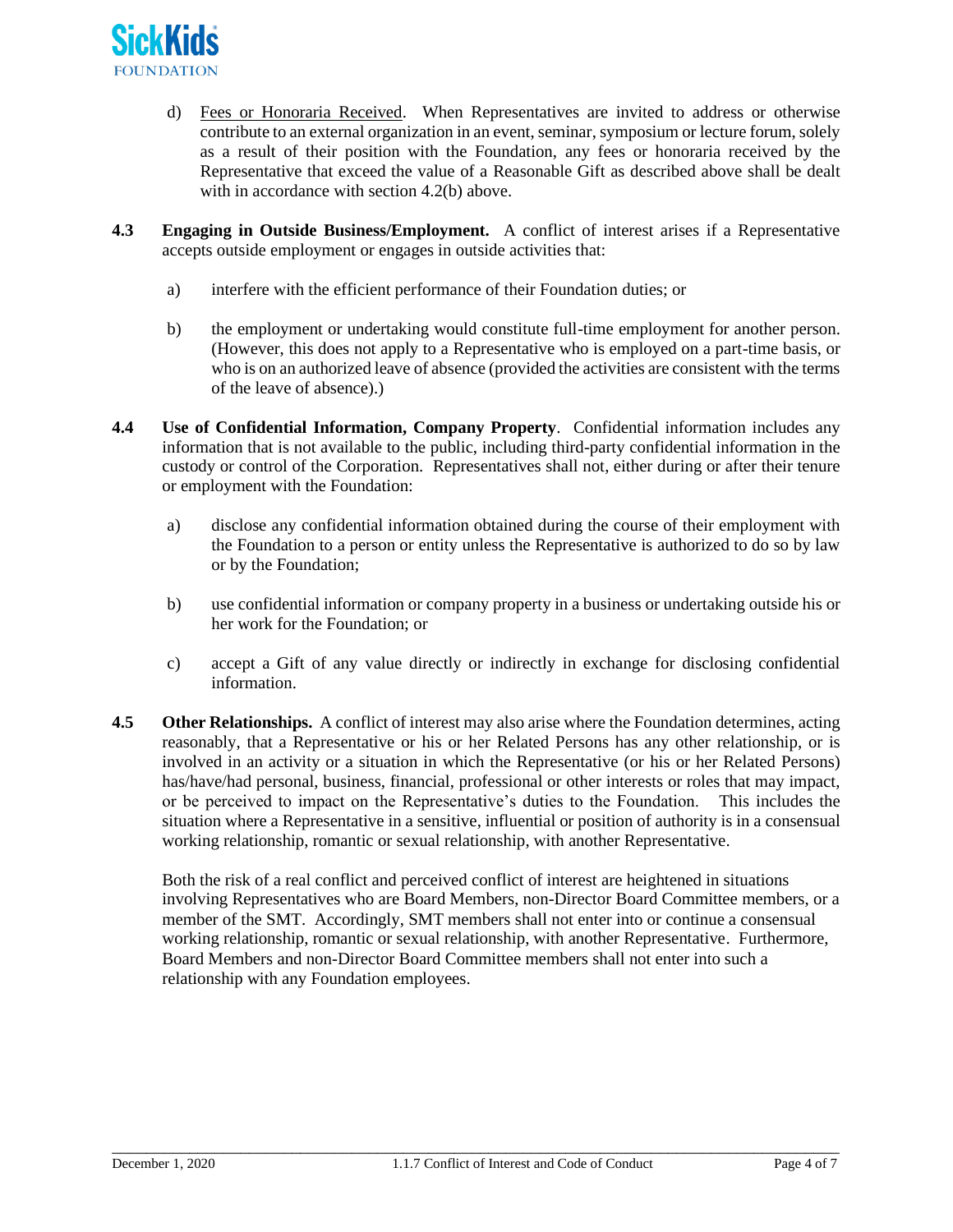d) Fees or Honoraria Received. When Representatives are invited to address or otherwise contribute to an external organization in an event, seminar, symposium or lecture forum, solely as a result of their position with the Foundation, any fees or honoraria received by the Representative that exceed the value of a Reasonable Gift as described above shall be dealt with in accordance with section 4.2(b) above.

**4.3 Engaging in Outside Business/Employment.** A conflict of interest arises if a Representative accepts outside employment or engages in outside activities that:

a) interfere with the efficient performance of their Foundation duties; or

b) the employment or undertaking would constitute full-time employment for another person. (However, this does not apply to a Representative who is employed on a part-time basis, or who is on an authorized leave of absence (provided the activities are consistent with the terms of the leave of absence).)

**4.4 Use of Confidential Information, Company Property**. Confidential information includes any information that is not available to the public, including third-party confidential information in the custody or control of the Corporation. Representatives shall not, either during or after their tenure or employment with the Foundation:

a) disclose any confidential information obtained during the course of their employment with the Foundation to a person or entity unless the Representative is authorized to do so by law or by the Foundation;

b) use confidential information or company property in a business or undertaking outside his or her work for the Foundation; or

c) accept a Gift of any value directly or indirectly in exchange for disclosing confidential information.

**4.5 Other Relationships.** A conflict of interest may also arise where the Foundation determines, acting reasonably, that a Representative or his or her Related Persons has any other relationship, or is involved in an activity or a situation in which the Representative (or his or her Related Persons) has/have/had personal, business, financial, professional or other interests or roles that may impact, or be perceived to impact on the Representative's duties to the Foundation. This includes the situation where a Representative in a sensitive, influential or position of authority is in a consensual working relationship, romantic or sexual relationship, with another Representative.

Both the risk of a real conflict and perceived conflict of interest are heightened in situations involving Representatives who are Board Members, non-Director Board Committee members, or a member of the SMT. Accordingly, SMT members shall not enter into or continue a consensual working relationship, romantic or sexual relationship, with another Representative. Furthermore, Board Members and non-Director Board Committee members shall not enter into such a relationship with any Foundation employees.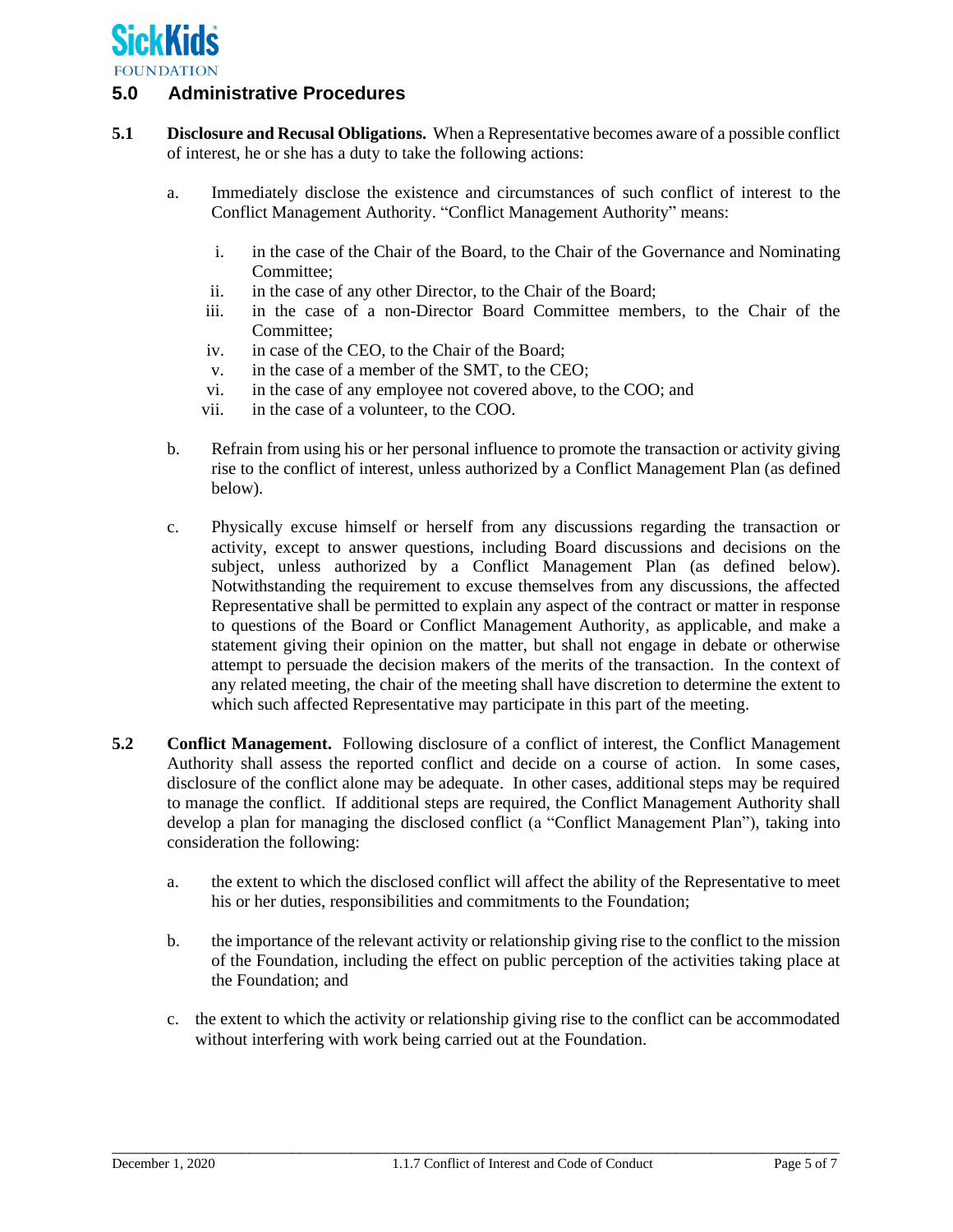## 5.0 Administrative Procedures

**5.1 Disclosure and Recusal Obligations.** When a Representative becomes aware of a possible conflict of interest, he or she has a duty to take the following actions:

a. Immediately disclose the existence and circumstances of such conflict of interest to the Conflict Management Authority. "Conflict Management Authority" means:

   i. in the case of the Chair of the Board, to the Chair of the Governance and Nominating Committee;
   ii. in the case of any other Director, to the Chair of the Board;
   iii. in the case of a non-Director Board Committee members, to the Chair of the Committee;
   iv. in case of the CEO, to the Chair of the Board;
   v. in the case of a member of the SMT, to the CEO;
   vi. in the case of any employee not covered above, to the COO; and
   vii. in the case of a volunteer, to the COO.

b. Refrain from using his or her personal influence to promote the transaction or activity giving rise to the conflict of interest, unless authorized by a Conflict Management Plan (as defined below).

c. Physically excuse himself or herself from any discussions regarding the transaction or activity, except to answer questions, including Board discussions and decisions on the subject, unless authorized by a Conflict Management Plan (as defined below). Notwithstanding the requirement to excuse themselves from any discussions, the affected Representative shall be permitted to explain any aspect of the contract or matter in response to questions of the Board or Conflict Management Authority, as applicable, and make a statement giving their opinion on the matter, but shall not engage in debate or otherwise attempt to persuade the decision makers of the merits of the transaction. In the context of any related meeting, the chair of the meeting shall have discretion to determine the extent to which such affected Representative may participate in this part of the meeting.

**5.2 Conflict Management.** Following disclosure of a conflict of interest, the Conflict Management Authority shall assess the reported conflict and decide on a course of action. In some cases, disclosure of the conflict alone may be adequate. In other cases, additional steps may be required to manage the conflict. If additional steps are required, the Conflict Management Authority shall develop a plan for managing the disclosed conflict (a "Conflict Management Plan"), taking into consideration the following:

a. the extent to which the disclosed conflict will affect the ability of the Representative to meet his or her duties, responsibilities and commitments to the Foundation;

b. the importance of the relevant activity or relationship giving rise to the conflict to the mission of the Foundation, including the effect on public perception of the activities taking place at the Foundation; and

c. the extent to which the activity or relationship giving rise to the conflict can be accommodated without interfering with work being carried out at the Foundation.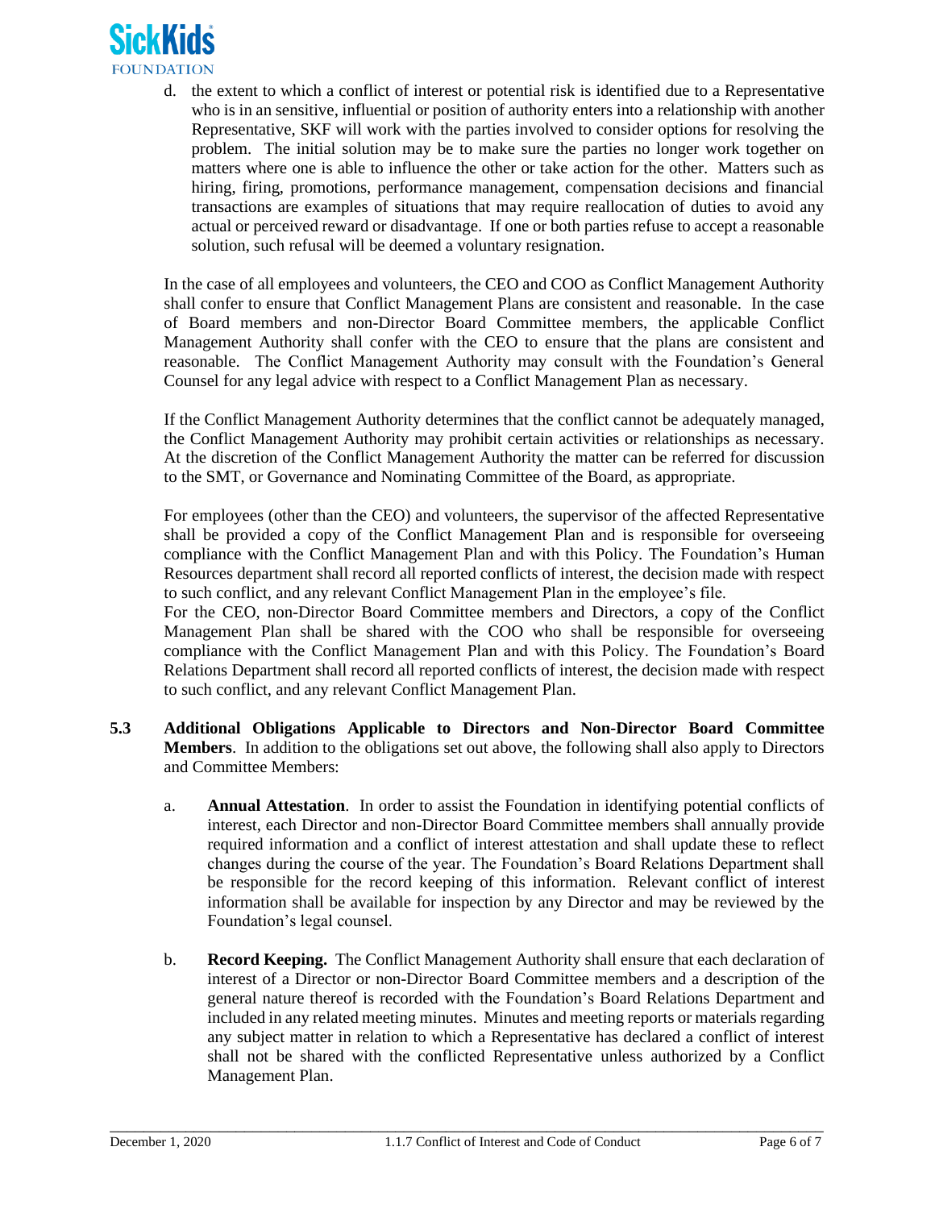d. the extent to which a conflict of interest or potential risk is identified due to a Representative who is in an sensitive, influential or position of authority enters into a relationship with another Representative, SKF will work with the parties involved to consider options for resolving the problem. The initial solution may be to make sure the parties no longer work together on matters where one is able to influence the other or take action for the other. Matters such as hiring, firing, promotions, performance management, compensation decisions and financial transactions are examples of situations that may require reallocation of duties to avoid any actual or perceived reward or disadvantage. If one or both parties refuse to accept a reasonable solution, such refusal will be deemed a voluntary resignation.

In the case of all employees and volunteers, the CEO and COO as Conflict Management Authority shall confer to ensure that Conflict Management Plans are consistent and reasonable. In the case of Board members and non-Director Board Committee members, the applicable Conflict Management Authority shall confer with the CEO to ensure that the plans are consistent and reasonable. The Conflict Management Authority may consult with the Foundation's General Counsel for any legal advice with respect to a Conflict Management Plan as necessary.

If the Conflict Management Authority determines that the conflict cannot be adequately managed, the Conflict Management Authority may prohibit certain activities or relationships as necessary. At the discretion of the Conflict Management Authority the matter can be referred for discussion to the SMT, or Governance and Nominating Committee of the Board, as appropriate.

For employees (other than the CEO) and volunteers, the supervisor of the affected Representative shall be provided a copy of the Conflict Management Plan and is responsible for overseeing compliance with the Conflict Management Plan and with this Policy. The Foundation's Human Resources department shall record all reported conflicts of interest, the decision made with respect to such conflict, and any relevant Conflict Management Plan in the employee's file.

For the CEO, non-Director Board Committee members and Directors, a copy of the Conflict Management Plan shall be shared with the COO who shall be responsible for overseeing compliance with the Conflict Management Plan and with this Policy. The Foundation's Board Relations Department shall record all reported conflicts of interest, the decision made with respect to such conflict, and any relevant Conflict Management Plan.

**5.3 Additional Obligations Applicable to Directors and Non-Director Board Committee Members**. In addition to the obligations set out above, the following shall also apply to Directors and Committee Members:

a. **Annual Attestation**. In order to assist the Foundation in identifying potential conflicts of interest, each Director and non-Director Board Committee members shall annually provide required information and a conflict of interest attestation and shall update these to reflect changes during the course of the year. The Foundation's Board Relations Department shall be responsible for the record keeping of this information. Relevant conflict of interest information shall be available for inspection by any Director and may be reviewed by the Foundation's legal counsel.

b. **Record Keeping.** The Conflict Management Authority shall ensure that each declaration of interest of a Director or non-Director Board Committee members and a description of the general nature thereof is recorded with the Foundation's Board Relations Department and included in any related meeting minutes. Minutes and meeting reports or materials regarding any subject matter in relation to which a Representative has declared a conflict of interest shall not be shared with the conflicted Representative unless authorized by a Conflict Management Plan.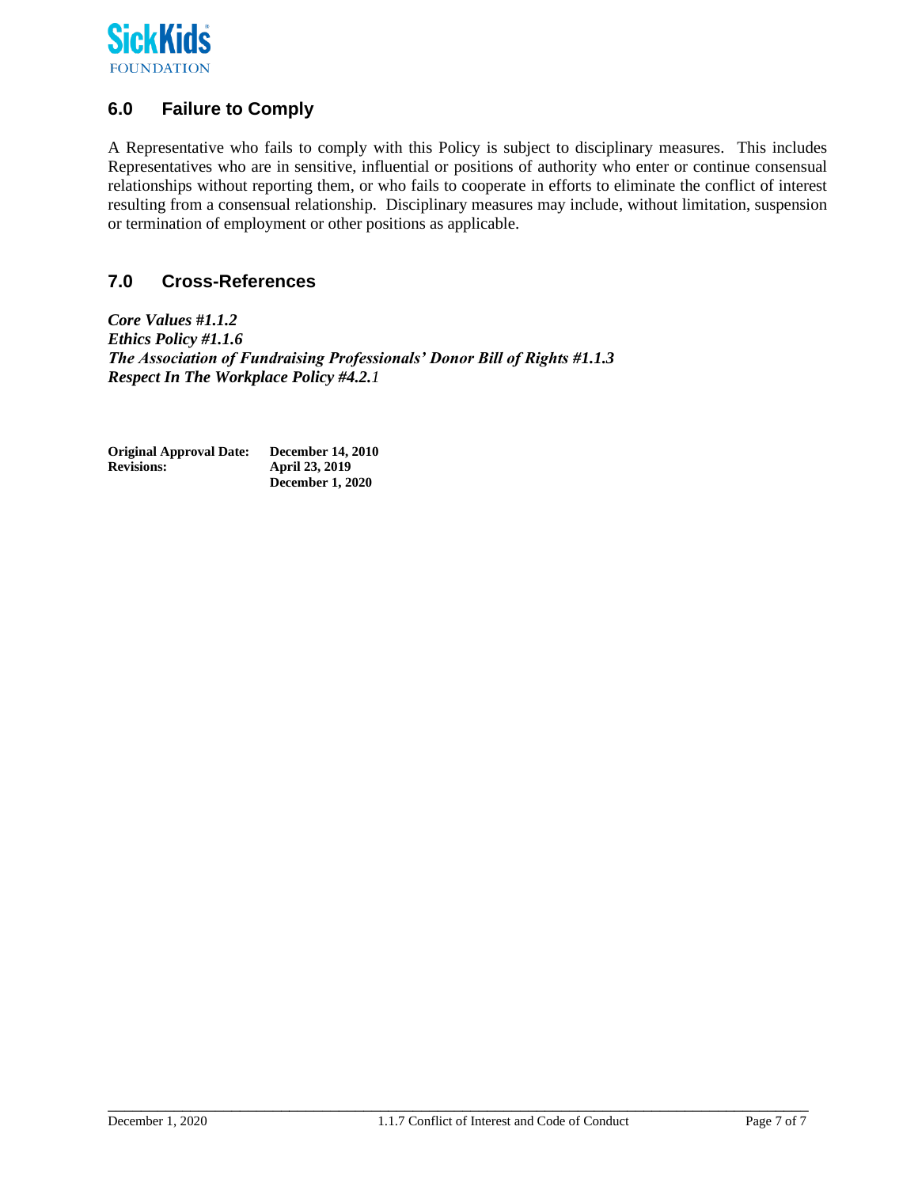## 6.0 Failure to Comply

A Representative who fails to comply with this Policy is subject to disciplinary measures. This includes Representatives who are in sensitive, influential or positions of authority who enter or continue consensual relationships without reporting them, or who fails to cooperate in efforts to eliminate the conflict of interest resulting from a consensual relationship. Disciplinary measures may include, without limitation, suspension or termination of employment or other positions as applicable.

## 7.0 Cross-References

***Core Values #1.1.2***
***Ethics Policy #1.1.6***
***The Association of Fundraising Professionals' Donor Bill of Rights #1.1.3***
***Respect In The Workplace Policy #4.2.****1*

| | |
|---|---|
| **Original Approval Date:** | **December 14, 2010** |
| **Revisions:** | **April 23, 2019** |
| | **December 1, 2020** |